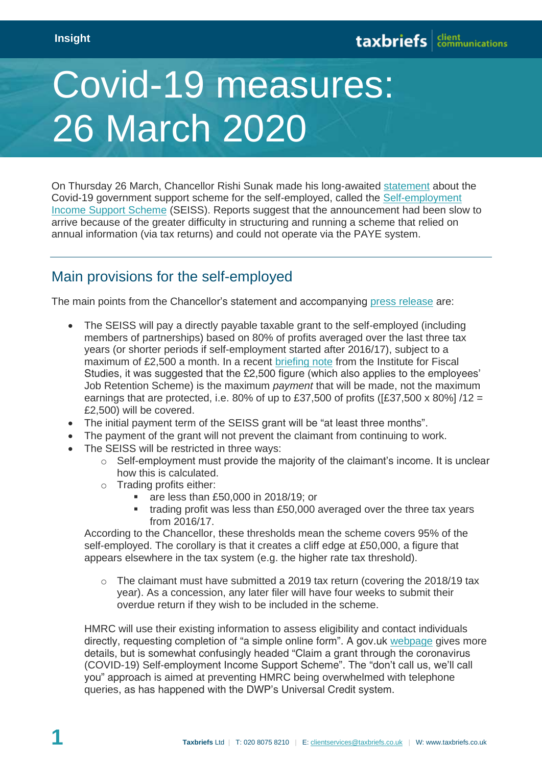Insight

# Covid-19 measures: 26 March 2020

On Thursday 26 March, Chancellor Rishi Sunak made his long-awaited statement about the Covid-19 government support scheme for the self-employed, called the Self-employment Income Support Scheme (SEISS). Reports suggest that the announcement had been slow to arrive because of the greater difficulty in structuring and running a scheme that relied on annual information (via tax returns) and could not operate via the PAYE system.

## Main provisions for the self-employed

The main points from the Chancellor's statement and accompanying press release are:

- The SEISS will pay a directly payable taxable grant to the self-employed (including members of partnerships) based on 80% of profits averaged over the last three tax years (or shorter periods if self-employment started after 2016/17), subject to a maximum of £2,500 a month. In a recent briefing note from the Institute for Fiscal Studies, it was suggested that the £2,500 figure (which also applies to the employees' Job Retention Scheme) is the maximum *payment* that will be made, not the maximum earnings that are protected, i.e. 80% of up to £37,500 of profits ([£37,500 x 80%] /12 = £2,500) will be covered.
- The initial payment term of the SEISS grant will be "at least three months".
- The payment of the grant will not prevent the claimant from continuing to work.
- The SEISS will be restricted in three ways:
  - Self-employment must provide the majority of the claimant's income. It is unclear how this is calculated.
  - Trading profits either:
    - are less than £50,000 in 2018/19; or
    - trading profit was less than £50,000 averaged over the three tax years from 2016/17.

  According to the Chancellor, these thresholds mean the scheme covers 95% of the self-employed. The corollary is that it creates a cliff edge at £50,000, a figure that appears elsewhere in the tax system (e.g. the higher rate tax threshold).

  - The claimant must have submitted a 2019 tax return (covering the 2018/19 tax year). As a concession, any later filer will have four weeks to submit their overdue return if they wish to be included in the scheme.

  HMRC will use their existing information to assess eligibility and contact individuals directly, requesting completion of "a simple online form". A gov.uk webpage gives more details, but is somewhat confusingly headed "Claim a grant through the coronavirus (COVID-19) Self-employment Income Support Scheme". The "don't call us, we'll call you" approach is aimed at preventing HMRC being overwhelmed with telephone queries, as has happened with the DWP's Universal Credit system.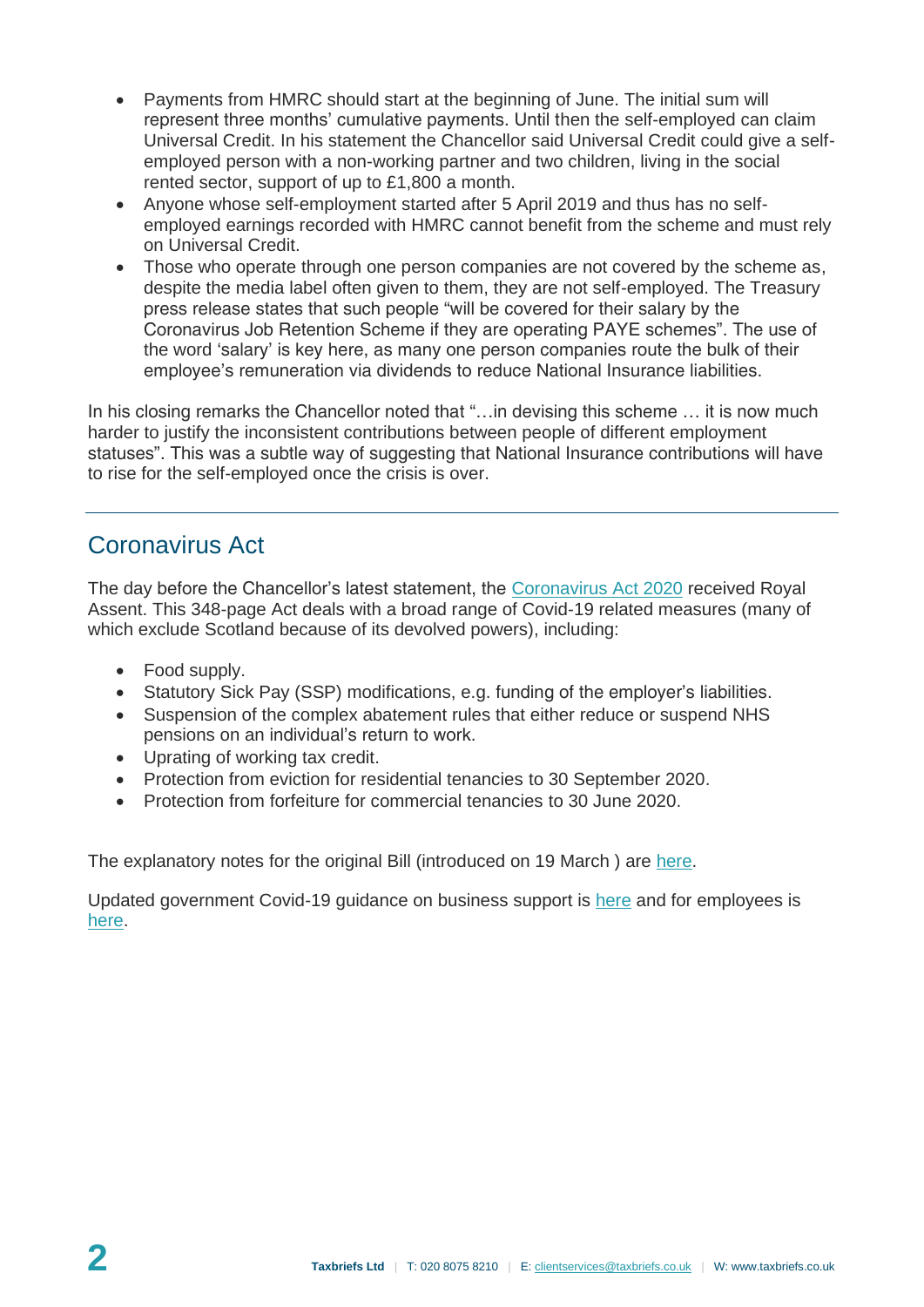- Payments from HMRC should start at the beginning of June. The initial sum will represent three months' cumulative payments. Until then the self-employed can claim Universal Credit. In his statement the Chancellor said Universal Credit could give a self-employed person with a non-working partner and two children, living in the social rented sector, support of up to £1,800 a month.
- Anyone whose self-employment started after 5 April 2019 and thus has no self-employed earnings recorded with HMRC cannot benefit from the scheme and must rely on Universal Credit.
- Those who operate through one person companies are not covered by the scheme as, despite the media label often given to them, they are not self-employed. The Treasury press release states that such people "will be covered for their salary by the Coronavirus Job Retention Scheme if they are operating PAYE schemes". The use of the word 'salary' is key here, as many one person companies route the bulk of their employee's remuneration via dividends to reduce National Insurance liabilities.

In his closing remarks the Chancellor noted that "…in devising this scheme … it is now much harder to justify the inconsistent contributions between people of different employment statuses". This was a subtle way of suggesting that National Insurance contributions will have to rise for the self-employed once the crisis is over.

## Coronavirus Act

The day before the Chancellor's latest statement, the Coronavirus Act 2020 received Royal Assent. This 348-page Act deals with a broad range of Covid-19 related measures (many of which exclude Scotland because of its devolved powers), including:

- Food supply.
- Statutory Sick Pay (SSP) modifications, e.g. funding of the employer's liabilities.
- Suspension of the complex abatement rules that either reduce or suspend NHS pensions on an individual's return to work.
- Uprating of working tax credit.
- Protection from eviction for residential tenancies to 30 September 2020.
- Protection from forfeiture for commercial tenancies to 30 June 2020.

The explanatory notes for the original Bill (introduced on 19 March ) are here.

Updated government Covid-19 guidance on business support is here and for employees is here.